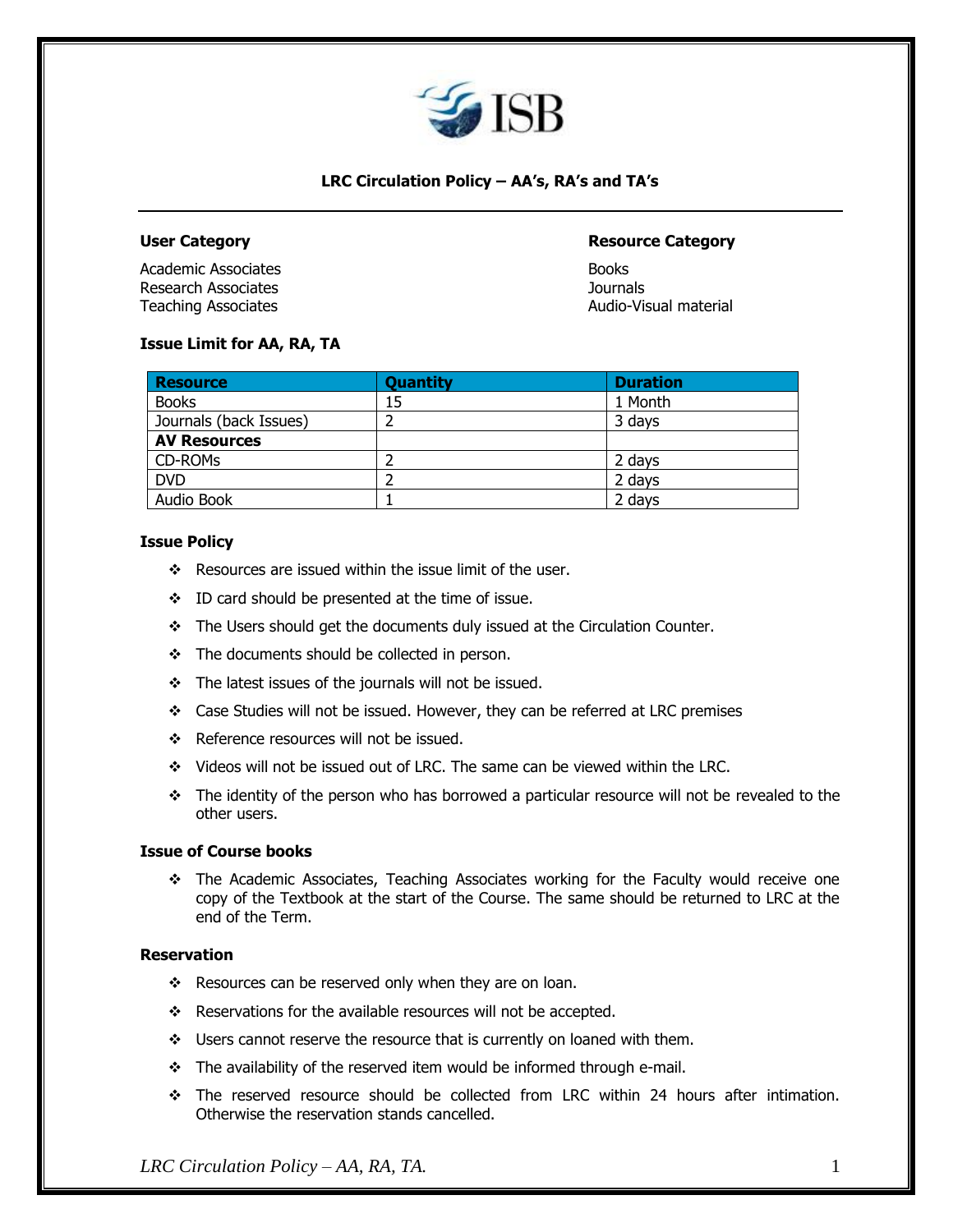# LRC Circulation Policy – AA's, RA's and TA's

**User Category**

Academic Associates
Research Associates
Teaching Associates

**Resource Category**

Books
Journals
Audio-Visual material

**Issue Limit for AA, RA, TA**

| Resource | Quantity | Duration |
|---|---|---|
| Books | 15 | 1 Month |
| Journals (back Issues) | 2 | 3 days |
| **AV Resources** | | |
| CD-ROMs | 2 | 2 days |
| DVD | 2 | 2 days |
| Audio Book | 1 | 2 days |

**Issue Policy**

- Resources are issued within the issue limit of the user.
- ID card should be presented at the time of issue.
- The Users should get the documents duly issued at the Circulation Counter.
- The documents should be collected in person.
- The latest issues of the journals will not be issued.
- Case Studies will not be issued. However, they can be referred at LRC premises
- Reference resources will not be issued.
- Videos will not be issued out of LRC. The same can be viewed within the LRC.
- The identity of the person who has borrowed a particular resource will not be revealed to the other users.

**Issue of Course books**

- The Academic Associates, Teaching Associates working for the Faculty would receive one copy of the Textbook at the start of the Course. The same should be returned to LRC at the end of the Term.

**Reservation**

- Resources can be reserved only when they are on loan.
- Reservations for the available resources will not be accepted.
- Users cannot reserve the resource that is currently on loaned with them.
- The availability of the reserved item would be informed through e-mail.
- The reserved resource should be collected from LRC within 24 hours after intimation. Otherwise the reservation stands cancelled.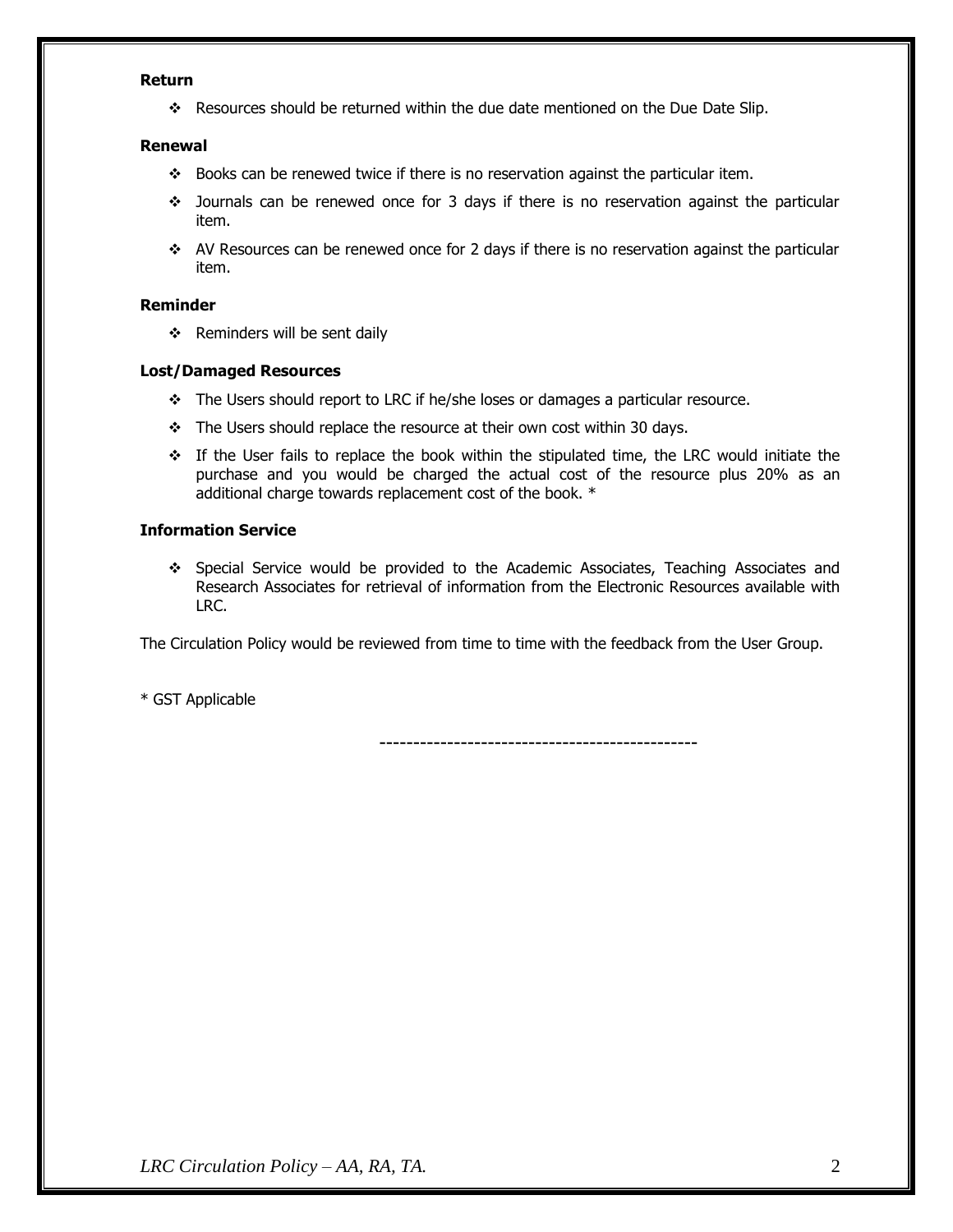**Return**

- Resources should be returned within the due date mentioned on the Due Date Slip.

**Renewal**

- Books can be renewed twice if there is no reservation against the particular item.
- Journals can be renewed once for 3 days if there is no reservation against the particular item.
- AV Resources can be renewed once for 2 days if there is no reservation against the particular item.

**Reminder**

- Reminders will be sent daily

**Lost/Damaged Resources**

- The Users should report to LRC if he/she loses or damages a particular resource.
- The Users should replace the resource at their own cost within 30 days.
- If the User fails to replace the book within the stipulated time, the LRC would initiate the purchase and you would be charged the actual cost of the resource plus 20% as an additional charge towards replacement cost of the book. *

**Information Service**

- Special Service would be provided to the Academic Associates, Teaching Associates and Research Associates for retrieval of information from the Electronic Resources available with LRC.

The Circulation Policy would be reviewed from time to time with the feedback from the User Group.

* GST Applicable

-----------------------------------------------